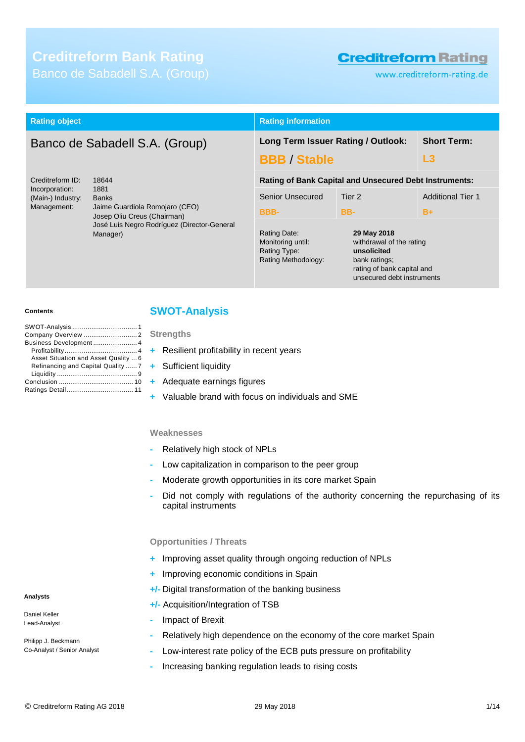# Creditreform Bank Rating

Banco de Sabadell S.A. (Group)

Creditreform Rating

www.creditreform-rating.de

| Rating object | Rating information | | |
|---|---|---|---|
| Banco de Sabadell S.A. (Group) | **Long Term Issuer Rating / Outlook:** | | **Short Term:** |
| | **BBB / Stable** | | **L3** |
| Creditreform ID: 18644 | **Rating of Bank Capital and Unsecured Debt Instruments:** | | |
| Incorporation: 1881 | Senior Unsecured | Tier 2 | Additional Tier 1 |
| (Main-) Industry: Banks | BBB- | BB- | B+ |
| Management: Jaime Guardiola Romojaro (CEO), Josep Oliu Creus (Chairman), José Luis Negro Rodríguez (Director-General Manager) | Rating Date: **29 May 2018**<br>Monitoring until: withdrawal of the rating<br>Rating Type: **unsolicited**<br>Rating Methodology: bank ratings; rating of bank capital and unsecured debt instruments | | |

**Contents**

- SWOT-Analysis ..... 1
- Company Overview ..... 2
- Business Development ..... 4
  - Profitability ..... 4
  - Asset Situation and Asset Quality ..... 6
  - Refinancing and Capital Quality ..... 7
  - Liquidity ..... 9
- Conclusion ..... 10
- Ratings Detail ..... 11

**Analysts**

Daniel Keller
Lead-Analyst

Philipp J. Beckmann
Co-Analyst / Senior Analyst

## SWOT-Analysis

### Strengths

- \+ Resilient profitability in recent years
- \+ Sufficient liquidity
- \+ Adequate earnings figures
- \+ Valuable brand with focus on individuals and SME

### Weaknesses

- \- Relatively high stock of NPLs
- \- Low capitalization in comparison to the peer group
- \- Moderate growth opportunities in its core market Spain
- \- Did not comply with regulations of the authority concerning the repurchasing of its capital instruments

### Opportunities / Threats

- \+ Improving asset quality through ongoing reduction of NPLs
- \+ Improving economic conditions in Spain
- +/- Digital transformation of the banking business
- +/- Acquisition/Integration of TSB
- \- Impact of Brexit
- \- Relatively high dependence on the economy of the core market Spain
- \- Low-interest rate policy of the ECB puts pressure on profitability
- \- Increasing banking regulation leads to rising costs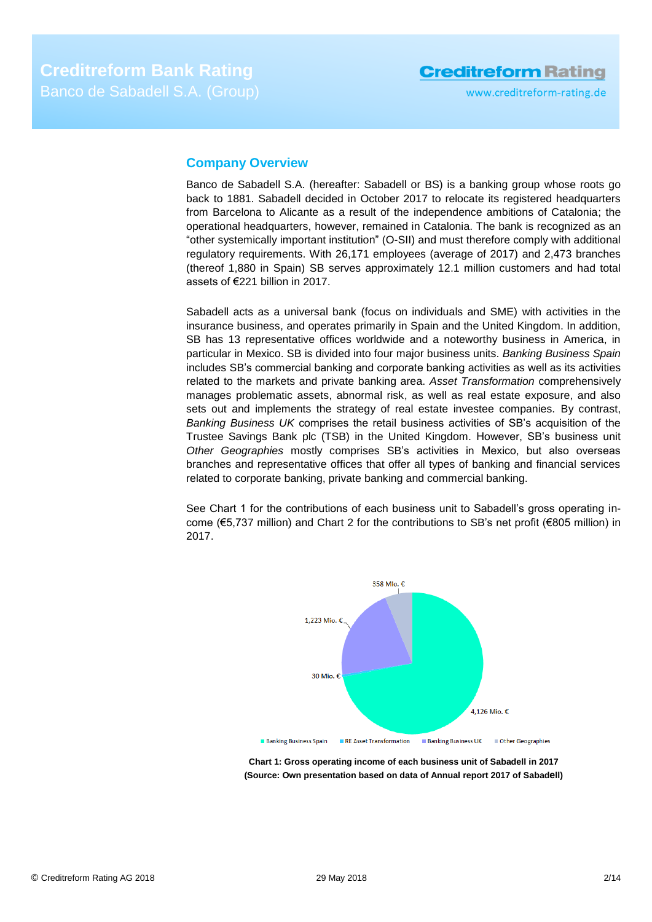## Company Overview

Banco de Sabadell S.A. (hereafter: Sabadell or BS) is a banking group whose roots go back to 1881. Sabadell decided in October 2017 to relocate its registered headquarters from Barcelona to Alicante as a result of the independence ambitions of Catalonia; the operational headquarters, however, remained in Catalonia. The bank is recognized as an "other systemically important institution" (O-SII) and must therefore comply with additional regulatory requirements. With 26,171 employees (average of 2017) and 2,473 branches (thereof 1,880 in Spain) SB serves approximately 12.1 million customers and had total assets of €221 billion in 2017.

Sabadell acts as a universal bank (focus on individuals and SME) with activities in the insurance business, and operates primarily in Spain and the United Kingdom. In addition, SB has 13 representative offices worldwide and a noteworthy business in America, in particular in Mexico. SB is divided into four major business units. *Banking Business Spain* includes SB's commercial banking and corporate banking activities as well as its activities related to the markets and private banking area. *Asset Transformation* comprehensively manages problematic assets, abnormal risk, as well as real estate exposure, and also sets out and implements the strategy of real estate investee companies. By contrast, *Banking Business UK* comprises the retail business activities of SB's acquisition of the Trustee Savings Bank plc (TSB) in the United Kingdom. However, SB's business unit *Other Geographies* mostly comprises SB's activities in Mexico, but also overseas branches and representative offices that offer all types of banking and financial services related to corporate banking, private banking and commercial banking.

See Chart 1 for the contributions of each business unit to Sabadell's gross operating income (€5,737 million) and Chart 2 for the contributions to SB's net profit (€805 million) in 2017.

358 Mio. €

1,223 Mio. €

30 Mio. €

4,126 Mio. €

Banking Business Spain · RE Asset Transformation · Banking Business UK · Other Geographies

**Chart 1: Gross operating income of each business unit of Sabadell in 2017 (Source: Own presentation based on data of Annual report 2017 of Sabadell)**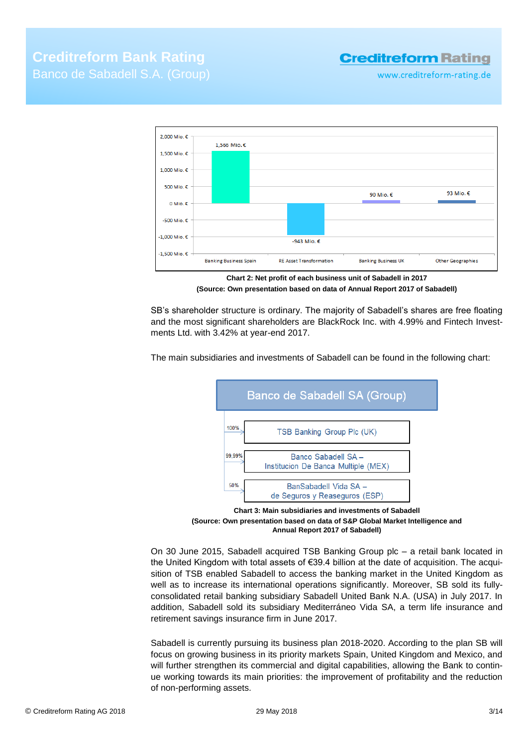| Business unit | Net profit 2017 |
| --- | --- |
| Banking Business Spain | 1,566 Mio. € |
| RE Asset Transformation | -943 Mio. € |
| Banking Business UK | 90 Mio. € |
| Other Geographies | 93 Mio. € |

**Chart 2: Net profit of each business unit of Sabadell in 2017**
**(Source: Own presentation based on data of Annual Report 2017 of Sabadell)**

SB's shareholder structure is ordinary. The majority of Sabadell's shares are free floating and the most significant shareholders are BlackRock Inc. with 4.99% and Fintech Investments Ltd. with 3.42% at year-end 2017.

The main subsidiaries and investments of Sabadell can be found in the following chart:

Banco de Sabadell SA (Group)

- 100% – TSB Banking Group Plc (UK)
- 99,99% – Banco Sabadell SA – Institucion De Banca Multiple (MEX)
- 50% – BanSabadell Vida SA – de Seguros y Reaseguros (ESP)

**Chart 3: Main subsidiaries and investments of Sabadell**
**(Source: Own presentation based on data of S&P Global Market Intelligence and Annual Report 2017 of Sabadell)**

On 30 June 2015, Sabadell acquired TSB Banking Group plc – a retail bank located in the United Kingdom with total assets of €39.4 billion at the date of acquisition. The acquisition of TSB enabled Sabadell to access the banking market in the United Kingdom as well as to increase its international operations significantly. Moreover, SB sold its fully-consolidated retail banking subsidiary Sabadell United Bank N.A. (USA) in July 2017. In addition, Sabadell sold its subsidiary Mediterráneo Vida SA, a term life insurance and retirement savings insurance firm in June 2017.

Sabadell is currently pursuing its business plan 2018-2020. According to the plan SB will focus on growing business in its priority markets Spain, United Kingdom and Mexico, and will further strengthen its commercial and digital capabilities, allowing the Bank to continue working towards its main priorities: the improvement of profitability and the reduction of non-performing assets.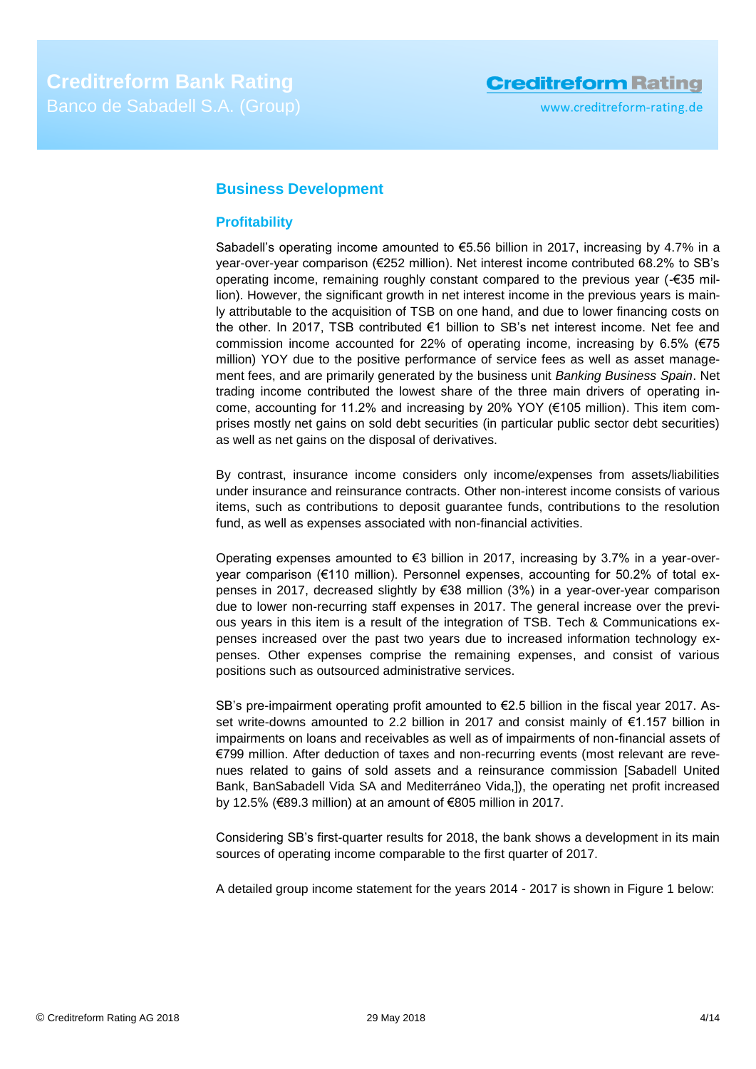## Business Development

### Profitability

Sabadell's operating income amounted to €5.56 billion in 2017, increasing by 4.7% in a year-over-year comparison (€252 million). Net interest income contributed 68.2% to SB's operating income, remaining roughly constant compared to the previous year (-€35 million). However, the significant growth in net interest income in the previous years is mainly attributable to the acquisition of TSB on one hand, and due to lower financing costs on the other. In 2017, TSB contributed €1 billion to SB's net interest income. Net fee and commission income accounted for 22% of operating income, increasing by 6.5% (€75 million) YOY due to the positive performance of service fees as well as asset management fees, and are primarily generated by the business unit *Banking Business Spain*. Net trading income contributed the lowest share of the three main drivers of operating income, accounting for 11.2% and increasing by 20% YOY (€105 million). This item comprises mostly net gains on sold debt securities (in particular public sector debt securities) as well as net gains on the disposal of derivatives.

By contrast, insurance income considers only income/expenses from assets/liabilities under insurance and reinsurance contracts. Other non-interest income consists of various items, such as contributions to deposit guarantee funds, contributions to the resolution fund, as well as expenses associated with non-financial activities.

Operating expenses amounted to €3 billion in 2017, increasing by 3.7% in a year-over-year comparison (€110 million). Personnel expenses, accounting for 50.2% of total expenses in 2017, decreased slightly by €38 million (3%) in a year-over-year comparison due to lower non-recurring staff expenses in 2017. The general increase over the previous years in this item is a result of the integration of TSB. Tech & Communications expenses increased over the past two years due to increased information technology expenses. Other expenses comprise the remaining expenses, and consist of various positions such as outsourced administrative services.

SB's pre-impairment operating profit amounted to €2.5 billion in the fiscal year 2017. Asset write-downs amounted to 2.2 billion in 2017 and consist mainly of €1.157 billion in impairments on loans and receivables as well as of impairments of non-financial assets of €799 million. After deduction of taxes and non-recurring events (most relevant are revenues related to gains of sold assets and a reinsurance commission [Sabadell United Bank, BanSabadell Vida SA and Mediterráneo Vida,]), the operating net profit increased by 12.5% (€89.3 million) at an amount of €805 million in 2017.

Considering SB's first-quarter results for 2018, the bank shows a development in its main sources of operating income comparable to the first quarter of 2017.

A detailed group income statement for the years 2014 - 2017 is shown in Figure 1 below: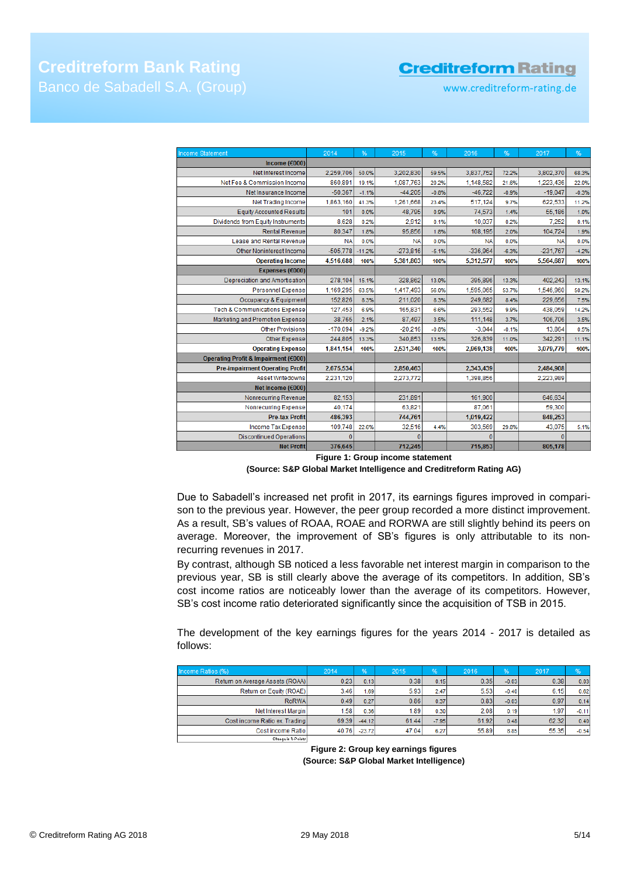| Income Statement | 2014 | % | 2015 | % | 2016 | % | 2017 | % |
|---|---|---|---|---|---|---|---|---|
| **Income (€000)** | | | | | | | | |
| Net Interest Income | 2,259,706 | 50.0% | 3,202,830 | 59.5% | 3,837,752 | 72.2% | 3,802,370 | 68.3% |
| Net Fee & Commission Income | 860,891 | 19.1% | 1,087,763 | 20.2% | 1,148,582 | 21.6% | 1,223,436 | 22.0% |
| Net Insurance Income | -50,367 | -1.1% | -44,205 | -0.8% | -46,722 | -0.9% | -19,047 | -0.3% |
| Net Trading Income | 1,863,160 | 41.3% | 1,261,668 | 23.4% | 517,124 | 9.7% | 622,533 | 11.2% |
| Equity Accounted Results | 101 | 0.0% | 48,795 | 0.9% | 74,573 | 1.4% | 55,186 | 1.0% |
| Dividends from Equity Instruments | 8,628 | 0.2% | 2,912 | 0.1% | 10,037 | 0.2% | 7,252 | 0.1% |
| Rental Revenue | 80,347 | 1.8% | 95,856 | 1.8% | 108,195 | 2.0% | 104,724 | 1.9% |
| Lease and Rental Revenue | NA | 0.0% | NA | 0.0% | NA | 0.0% | NA | 0.0% |
| Other Noninterest Income | -505,778 | -11.2% | -273,816 | -5.1% | -336,964 | -6.3% | -231,767 | -4.2% |
| **Operating Income** | **4,516,688** | **100%** | **5,381,803** | **100%** | **5,312,577** | **100%** | **5,564,687** | **100%** |
| **Expenses (€000)** | | | | | | | | |
| Depreciation and Amortisation | 278,104 | 15.1% | 328,862 | 13.0% | 395,896 | 13.3% | 402,243 | 13.1% |
| Personnel Expense | 1,169,295 | 63.5% | 1,417,493 | 56.0% | 1,595,065 | 53.7% | 1,546,960 | 50.2% |
| Occupancy & Equipment | 152,826 | 8.3% | 211,020 | 8.3% | 249,682 | 8.4% | 229,656 | 7.5% |
| Tech & Communications Expense | 127,453 | 6.9% | 165,831 | 6.6% | 293,552 | 9.9% | 438,059 | 14.2% |
| Marketing and Promotion Expense | 38,765 | 2.1% | 87,497 | 3.5% | 111,148 | 3.7% | 106,706 | 3.5% |
| Other Provisions | -170,094 | -9.2% | -20,216 | -0.8% | -3,044 | -0.1% | 13,864 | 0.5% |
| Other Expense | 244,805 | 13.3% | 340,853 | 13.5% | 326,839 | 11.0% | 342,291 | 11.1% |
| **Operating Expense** | **1,841,154** | **100%** | **2,531,340** | **100%** | **2,969,138** | **100%** | **3,079,779** | **100%** |
| **Operating Profit & Impairment (€000)** | | | | | | | | |
| **Pre-impairment Operating Profit** | 2,675,534 | | 2,850,463 | | 2,343,439 | | 2,484,908 | |
| Asset Writedowns | 2,231,120 | | 2,273,772 | | 1,398,856 | | 2,223,989 | |
| **Net Income (€000)** | | | | | | | | |
| Nonrecurring Revenue | 82,153 | | 231,891 | | 161,900 | | 646,634 | |
| Nonrecurring Expense | 40,174 | | 63,821 | | 87,061 | | 59,300 | |
| **Pre-tax Profit** | 486,393 | | 744,761 | | 1,019,422 | | 848,253 | |
| Income Tax Expense | 109,748 | 22.6% | 32,516 | 4.4% | 303,569 | 29.8% | 43,075 | 5.1% |
| Discontinued Operations | 0 | | 0 | | 0 | | 0 | |
| **Net Profit** | **376,645** | | **712,245** | | **715,853** | | **805,178** | |

**Figure 1: Group income statement**
**(Source: S&P Global Market Intelligence and Creditreform Rating AG)**

Due to Sabadell's increased net profit in 2017, its earnings figures improved in comparison to the previous year. However, the peer group recorded a more distinct improvement. As a result, SB's values of ROAA, ROAE and RORWA are still slightly behind its peers on average. Moreover, the improvement of SB's figures is only attributable to its non-recurring revenues in 2017.

By contrast, although SB noticed a less favorable net interest margin in comparison to the previous year, SB is still clearly above the average of its competitors. In addition, SB's cost income ratios are noticeably lower than the average of its competitors. However, SB's cost income ratio deteriorated significantly since the acquisition of TSB in 2015.

The development of the key earnings figures for the years 2014 - 2017 is detailed as follows:

| Income Ratios (%) | 2014 | % | 2015 | % | 2016 | % | 2017 | % |
|---|---|---|---|---|---|---|---|---|
| Return on Average Assets (ROAA) | 0.23 | 0.13 | 0.38 | 0.15 | 0.35 | -0.03 | 0.38 | 0.03 |
| Return on Equity (ROAE) | 3.46 | 1.69 | 5.93 | 2.47 | 5.53 | -0.40 | 6.15 | 0.62 |
| RoRWA | 0.49 | 0.27 | 0.86 | 0.37 | 0.83 | -0.03 | 0.97 | 0.14 |
| Net Interest Margin | 1.58 | 0.36 | 1.89 | 0.30 | 2.08 | 0.19 | 1.97 | -0.11 |
| Cost income Ratio ex. Trading | 69.39 | -44.12 | 61.44 | -7.95 | 61.92 | 0.48 | 62.32 | 0.40 |
| Cost income Ratio | 40.76 | -23.72 | 47.04 | 6.27 | 55.89 | 8.85 | 55.35 | -0.54 |
| Change in %-Points | | | | | | | | |

**Figure 2: Group key earnings figures**
**(Source: S&P Global Market Intelligence)**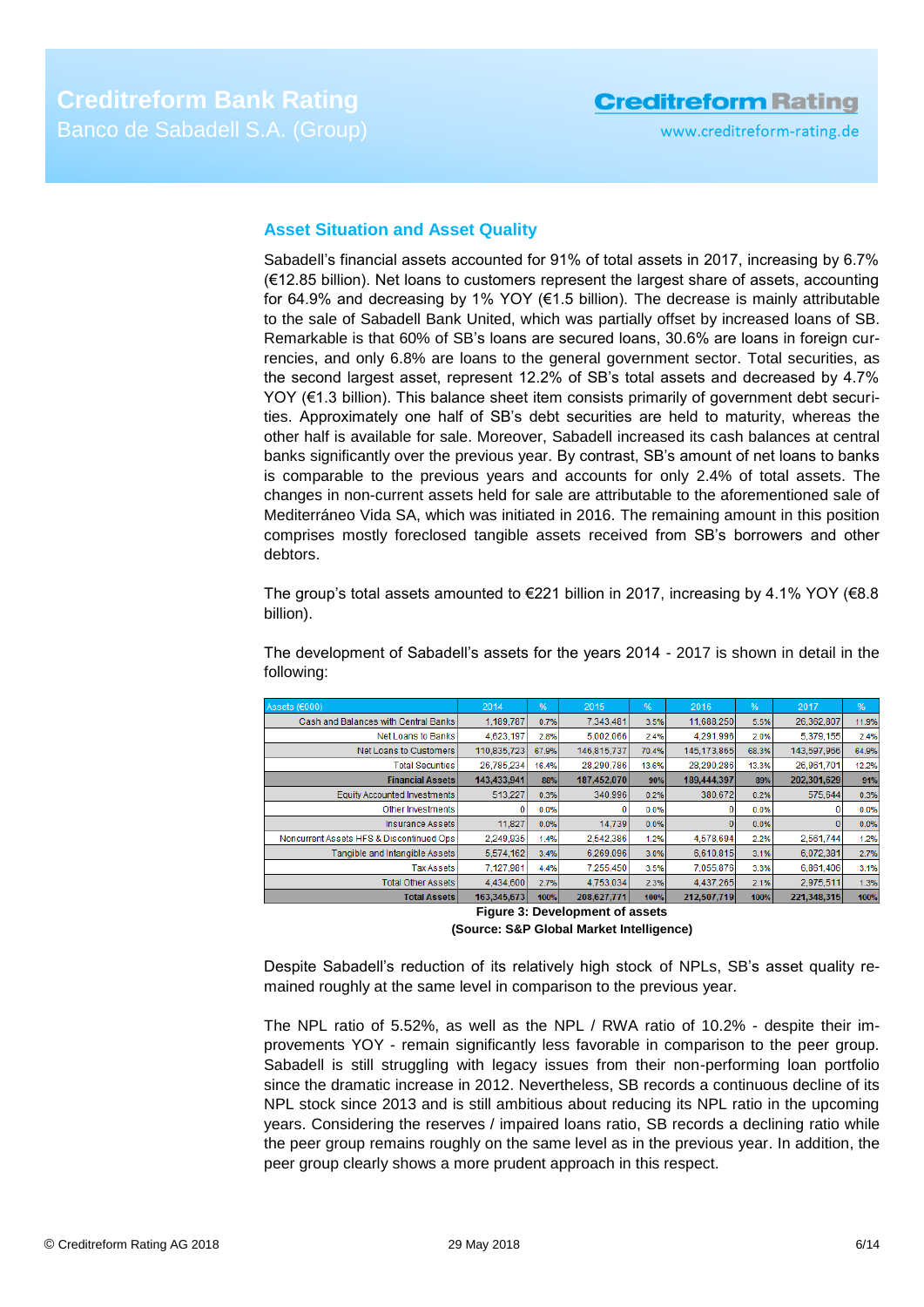## Asset Situation and Asset Quality

Sabadell's financial assets accounted for 91% of total assets in 2017, increasing by 6.7% (€12.85 billion). Net loans to customers represent the largest share of assets, accounting for 64.9% and decreasing by 1% YOY (€1.5 billion). The decrease is mainly attributable to the sale of Sabadell Bank United, which was partially offset by increased loans of SB. Remarkable is that 60% of SB's loans are secured loans, 30.6% are loans in foreign currencies, and only 6.8% are loans to the general government sector. Total securities, as the second largest asset, represent 12.2% of SB's total assets and decreased by 4.7% YOY (€1.3 billion). This balance sheet item consists primarily of government debt securities. Approximately one half of SB's debt securities are held to maturity, whereas the other half is available for sale. Moreover, Sabadell increased its cash balances at central banks significantly over the previous year. By contrast, SB's amount of net loans to banks is comparable to the previous years and accounts for only 2.4% of total assets. The changes in non-current assets held for sale are attributable to the aforementioned sale of Mediterráneo Vida SA, which was initiated in 2016. The remaining amount in this position comprises mostly foreclosed tangible assets received from SB's borrowers and other debtors.

The group's total assets amounted to €221 billion in 2017, increasing by 4.1% YOY (€8.8 billion).

The development of Sabadell's assets for the years 2014 - 2017 is shown in detail in the following:

| Assets (€000) | 2014 | % | 2015 | % | 2016 | % | 2017 | % |
|---|---|---|---|---|---|---|---|---|
| Cash and Balances with Central Banks | 1,189,787 | 0.7% | 7,343,461 | 3.5% | 11,688,250 | 5.5% | 26,362,807 | 11.9% |
| Net Loans to Banks | 4,623,197 | 2.8% | 5,002,066 | 2.4% | 4,291,996 | 2.0% | 5,379,155 | 2.4% |
| Net Loans to Customers | 110,835,723 | 67.9% | 146,815,737 | 70.4% | 145,173,865 | 68.3% | 143,597,966 | 64.9% |
| Total Securities | 26,785,234 | 16.4% | 28,290,786 | 13.6% | 28,290,286 | 13.3% | 26,961,701 | 12.2% |
| **Financial Assets** | **143,433,941** | **88%** | **187,452,070** | **90%** | **189,444,397** | **89%** | **202,301,629** | **91%** |
| Equity Accounted Investments | 513,227 | 0.3% | 340,996 | 0.2% | 380,672 | 0.2% | 575,644 | 0.3% |
| Other Investments | 0 | 0.0% | 0 | 0.0% | 0 | 0.0% | 0 | 0.0% |
| Insurance Assets | 11,827 | 0.0% | 14,739 | 0.0% | 0 | 0.0% | 0 | 0.0% |
| Noncurrent Assets HFS & Discontinued Ops | 2,249,935 | 1.4% | 2,542,386 | 1.2% | 4,578,694 | 2.2% | 2,561,744 | 1.2% |
| Tangible and Intangible Assets | 5,574,162 | 3.4% | 6,269,096 | 3.0% | 6,610,815 | 3.1% | 6,072,391 | 2.7% |
| Tax Assets | 7,127,981 | 4.4% | 7,255,450 | 3.5% | 7,055,876 | 3.3% | 6,861,406 | 3.1% |
| Total Other Assets | 4,434,600 | 2.7% | 4,753,034 | 2.3% | 4,437,265 | 2.1% | 2,975,511 | 1.3% |
| **Total Assets** | **163,345,673** | **100%** | **208,627,771** | **100%** | **212,507,719** | **100%** | **221,348,315** | **100%** |

**Figure 3: Development of assets**
**(Source: S&P Global Market Intelligence)**

Despite Sabadell's reduction of its relatively high stock of NPLs, SB's asset quality remained roughly at the same level in comparison to the previous year.

The NPL ratio of 5.52%, as well as the NPL / RWA ratio of 10.2% - despite their improvements YOY - remain significantly less favorable in comparison to the peer group. Sabadell is still struggling with legacy issues from their non-performing loan portfolio since the dramatic increase in 2012. Nevertheless, SB records a continuous decline of its NPL stock since 2013 and is still ambitious about reducing its NPL ratio in the upcoming years. Considering the reserves / impaired loans ratio, SB records a declining ratio while the peer group remains roughly on the same level as in the previous year. In addition, the peer group clearly shows a more prudent approach in this respect.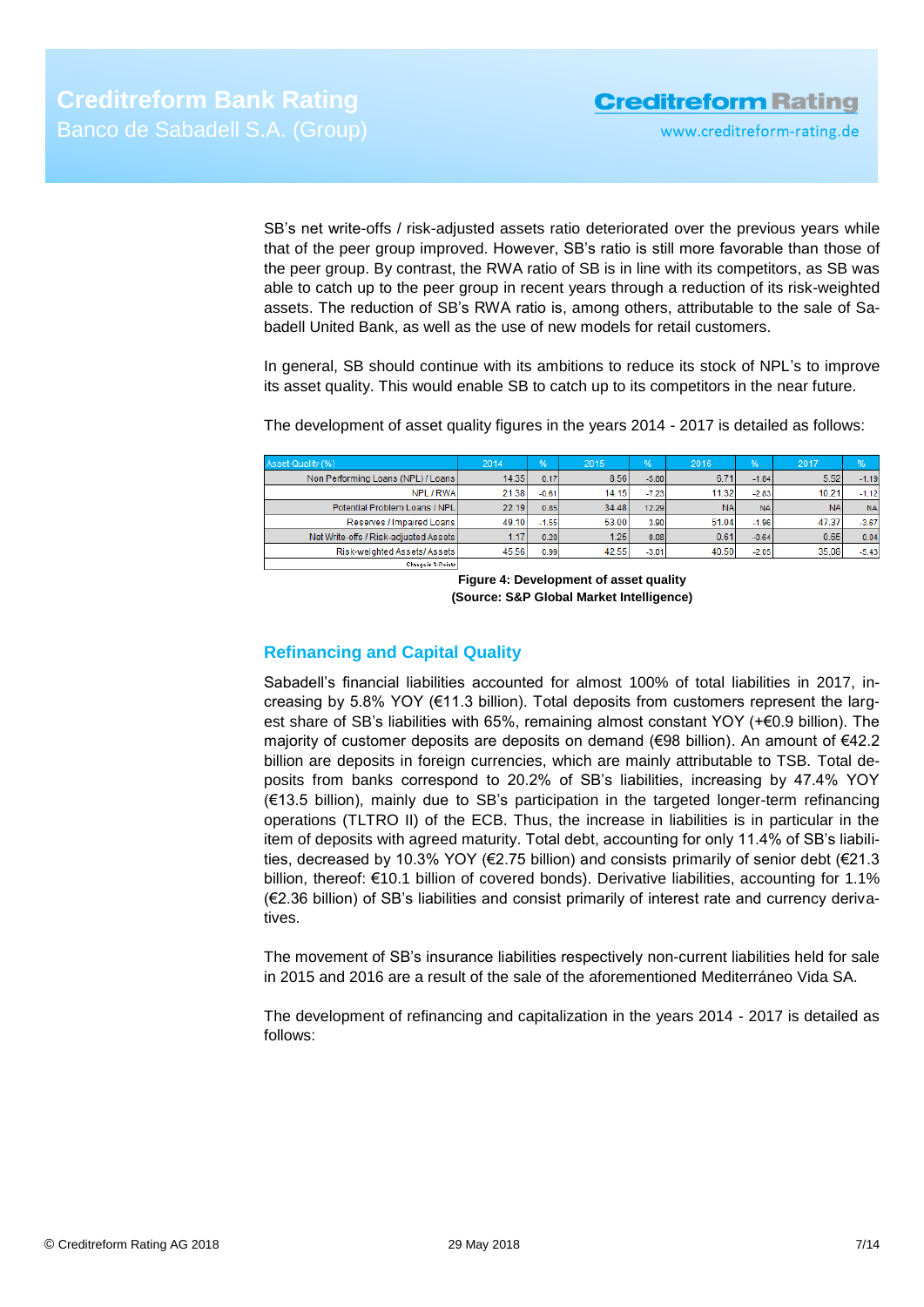SB's net write-offs / risk-adjusted assets ratio deteriorated over the previous years while that of the peer group improved. However, SB's ratio is still more favorable than those of the peer group. By contrast, the RWA ratio of SB is in line with its competitors, as SB was able to catch up to the peer group in recent years through a reduction of its risk-weighted assets. The reduction of SB's RWA ratio is, among others, attributable to the sale of Sabadell United Bank, as well as the use of new models for retail customers.

In general, SB should continue with its ambitions to reduce its stock of NPL's to improve its asset quality. This would enable SB to catch up to its competitors in the near future.

The development of asset quality figures in the years 2014 - 2017 is detailed as follows:

| Asset-Quality (%) | 2014 | % | 2015 | % | 2016 | % | 2017 | % |
|---|---|---|---|---|---|---|---|---|
| Non Performing Loans (NPL) / Loans | 14.35 | 0.17 | 8.56 | -5.80 | 6.71 | -1.84 | 5.52 | -1.19 |
| NPL / RWA | 21.38 | -0.61 | 14.15 | -7.23 | 11.32 | -2.83 | 10.21 | -1.12 |
| Potential Problem Loans / NPL | 22.19 | 0.85 | 34.48 | 12.29 | NA | NA | NA | NA |
| Reserves / Impaired Loans | 49.10 | -1.55 | 53.00 | 3.90 | 51.04 | -1.96 | 47.37 | -3.67 |
| Net Write-offs / Risk-adjusted Assets | 1.17 | 0.20 | 1.25 | 0.08 | 0.61 | -0.64 | 0.65 | 0.04 |
| Risk-weighted Assets/ Assets | 45.56 | 0.99 | 42.55 | -3.01 | 40.50 | -2.05 | 35.08 | -5.43 |
| Change in %-Points | | | | | | | | |

**Figure 4: Development of asset quality**
**(Source: S&P Global Market Intelligence)**

## Refinancing and Capital Quality

Sabadell's financial liabilities accounted for almost 100% of total liabilities in 2017, increasing by 5.8% YOY (€11.3 billion). Total deposits from customers represent the largest share of SB's liabilities with 65%, remaining almost constant YOY (+€0.9 billion). The majority of customer deposits are deposits on demand (€98 billion). An amount of €42.2 billion are deposits in foreign currencies, which are mainly attributable to TSB. Total deposits from banks correspond to 20.2% of SB's liabilities, increasing by 47.4% YOY (€13.5 billion), mainly due to SB's participation in the targeted longer-term refinancing operations (TLTRO II) of the ECB. Thus, the increase in liabilities is in particular in the item of deposits with agreed maturity. Total debt, accounting for only 11.4% of SB's liabilities, decreased by 10.3% YOY (€2.75 billion) and consists primarily of senior debt (€21.3 billion, thereof: €10.1 billion of covered bonds). Derivative liabilities, accounting for 1.1% (€2.36 billion) of SB's liabilities and consist primarily of interest rate and currency derivatives.

The movement of SB's insurance liabilities respectively non-current liabilities held for sale in 2015 and 2016 are a result of the sale of the aforementioned Mediterráneo Vida SA.

The development of refinancing and capitalization in the years 2014 - 2017 is detailed as follows: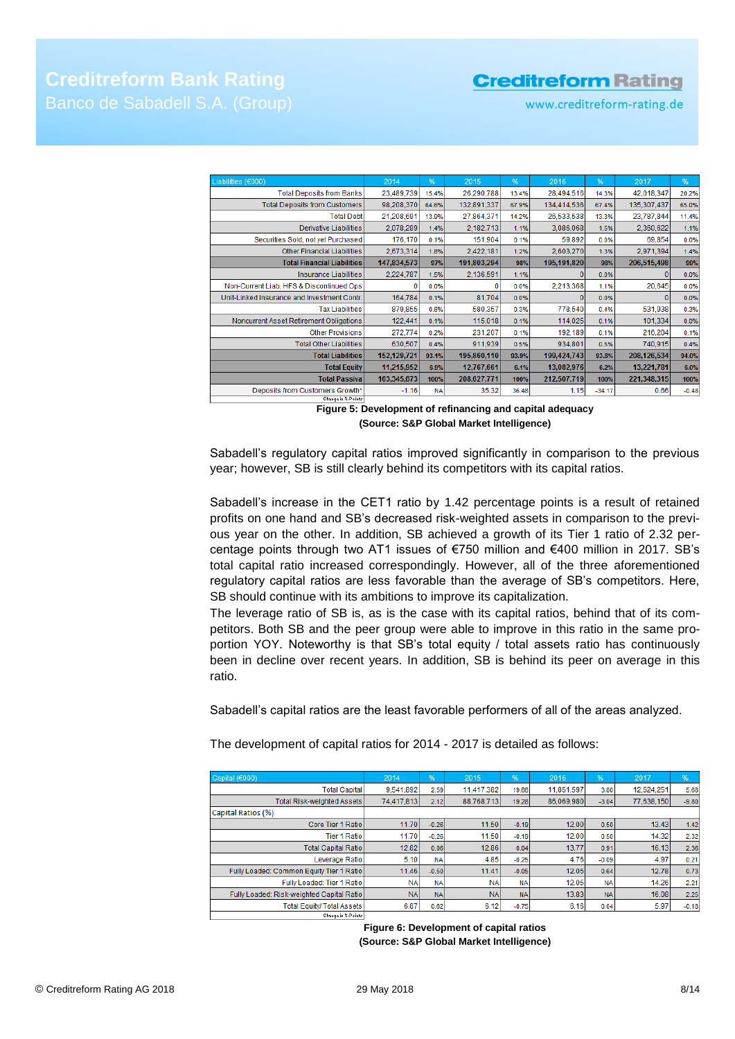| Liabilities (€000) | 2014 | % | 2015 | % | 2016 | % | 2017 | % |
|---|---|---|---|---|---|---|---|---|
| Total Deposits from Banks | 23,489,739 | 15.4% | 26,290,788 | 13.4% | 28,494,516 | 14.3% | 42,018,347 | 20.2% |
| Total Deposits from Customers | 98,208,370 | 64.6% | 132,891,337 | 67.9% | 134,414,536 | 67.4% | 135,307,437 | 65.0% |
| Total Debt | 21,208,691 | 13.9% | 27,864,371 | 14.2% | 26,533,538 | 13.3% | 23,787,844 | 11.4% |
| Derivative Liabilities | 2,078,289 | 1.4% | 2,182,713 | 1.1% | 3,086,068 | 1.5% | 2,360,522 | 1.1% |
| Securities Sold, not yet Purchased | 176,170 | 0.1% | 151,904 | 0.1% | 59,892 | 0.0% | 69,854 | 0.0% |
| Other Financial Liabilities | 2,673,314 | 1.8% | 2,422,181 | 1.2% | 2,603,270 | 1.3% | 2,971,394 | 1.4% |
| **Total Financial Liabilities** | **147,834,573** | **97%** | **191,803,294** | **98%** | **195,191,820** | **98%** | **206,515,498** | **99%** |
| Insurance Liabilities | 2,224,787 | 1.5% | 2,136,591 | 1.1% | 0 | 0.0% | 0 | 0.0% |
| Non-Current Liab. HFS & Discontinued Ops | 0 | 0.0% | 0 | 0.0% | 2,213,368 | 1.1% | 20,645 | 0.0% |
| Unit-Linked Insurance and Investment Contr. | 164,784 | 0.1% | 81,704 | 0.0% | 0 | 0.0% | 0 | 0.0% |
| Tax Liabilities | 879,855 | 0.6% | 580,357 | 0.3% | 778,540 | 0.4% | 531,938 | 0.3% |
| Noncurrent Asset Retirement Obligations | 122,441 | 0.1% | 115,018 | 0.1% | 114,025 | 0.1% | 101,334 | 0.0% |
| Other Provisions | 272,774 | 0.2% | 231,207 | 0.1% | 192,189 | 0.1% | 216,204 | 0.1% |
| Total Other Liabilities | 630,507 | 0.4% | 911,939 | 0.5% | 934,801 | 0.5% | 740,915 | 0.4% |
| **Total Liabilities** | **152,129,721** | **93.1%** | **195,860,110** | **93.9%** | **199,424,743** | **93.8%** | **208,126,534** | **94.0%** |
| **Total Equity** | **11,215,952** | **6.9%** | **12,767,661** | **6.1%** | **13,082,976** | **6.2%** | **13,221,781** | **6.0%** |
| **Total Passiva** | **163,345,673** | **100%** | **208,627,771** | **100%** | **212,507,719** | **100%** | **221,348,315** | **100%** |
| Deposits from Customers Growth* | -1.16 | NA | 35.32 | 36.48 | 1.15 | -34.17 | 0.66 | -0.48 |
| *Change in %-Points | | | | | | | | |

**Figure 5: Development of refinancing and capital adequacy**
**(Source: S&P Global Market Intelligence)**

Sabadell's regulatory capital ratios improved significantly in comparison to the previous year; however, SB is still clearly behind its competitors with its capital ratios.

Sabadell's increase in the CET1 ratio by 1.42 percentage points is a result of retained profits on one hand and SB's decreased risk-weighted assets in comparison to the previous year on the other. In addition, SB achieved a growth of its Tier 1 ratio of 2.32 percentage points through two AT1 issues of €750 million and €400 million in 2017. SB's total capital ratio increased correspondingly. However, all of the three aforementioned regulatory capital ratios are less favorable than the average of SB's competitors. Here, SB should continue with its ambitions to improve its capitalization.
The leverage ratio of SB is, as is the case with its capital ratios, behind that of its competitors. Both SB and the peer group were able to improve in this ratio in the same proportion YOY. Noteworthy is that SB's total equity / total assets ratio has continuously been in decline over recent years. In addition, SB is behind its peer on average in this ratio.

Sabadell's capital ratios are the least favorable performers of all of the areas analyzed.

The development of capital ratios for 2014 - 2017 is detailed as follows:

| Capital (€000) | 2014 | % | 2015 | % | 2016 | % | 2017 | % |
|---|---|---|---|---|---|---|---|---|
| Total Capital | 9,541,892 | 2.59 | 11,417,382 | 19.66 | 11,851,597 | 3.80 | 12,524,251 | 5.68 |
| Total Risk-weighted Assets | 74,417,813 | 2.12 | 88,768,713 | 19.28 | 86,069,980 | -3.04 | 77,638,150 | -9.80 |
| Capital Ratios (%) | | | | | | | | |
| Core Tier 1 Ratio | 11.70 | -0.26 | 11.50 | -0.19 | 12.00 | 0.50 | 13.43 | 1.42 |
| Tier 1 Ratio | 11.70 | -0.26 | 11.50 | -0.19 | 12.00 | 0.50 | 14.32 | 2.32 |
| Total Capital Ratio | 12.82 | 0.06 | 12.86 | 0.04 | 13.77 | 0.91 | 16.13 | 2.36 |
| Leverage Ratio | 5.10 | NA | 4.85 | -0.25 | 4.76 | -0.09 | 4.97 | 0.21 |
| Fully Loaded: Common Equity Tier 1 Ratio | 11.46 | -0.50 | 11.41 | -0.05 | 12.05 | 0.64 | 12.78 | 0.73 |
| Fully Loaded: Tier 1 Ratio | NA | NA | NA | NA | 12.05 | NA | 14.26 | 2.21 |
| Fully Loaded: Risk-weighted Capital Ratio | NA | NA | NA | NA | 13.83 | NA | 16.08 | 2.25 |
| Total Equity/ Total Assets | 6.87 | 0.62 | 6.12 | -0.75 | 6.16 | 0.04 | 5.97 | -0.18 |
| Change in %-Points | | | | | | | | |

**Figure 6: Development of capital ratios**
**(Source: S&P Global Market Intelligence)**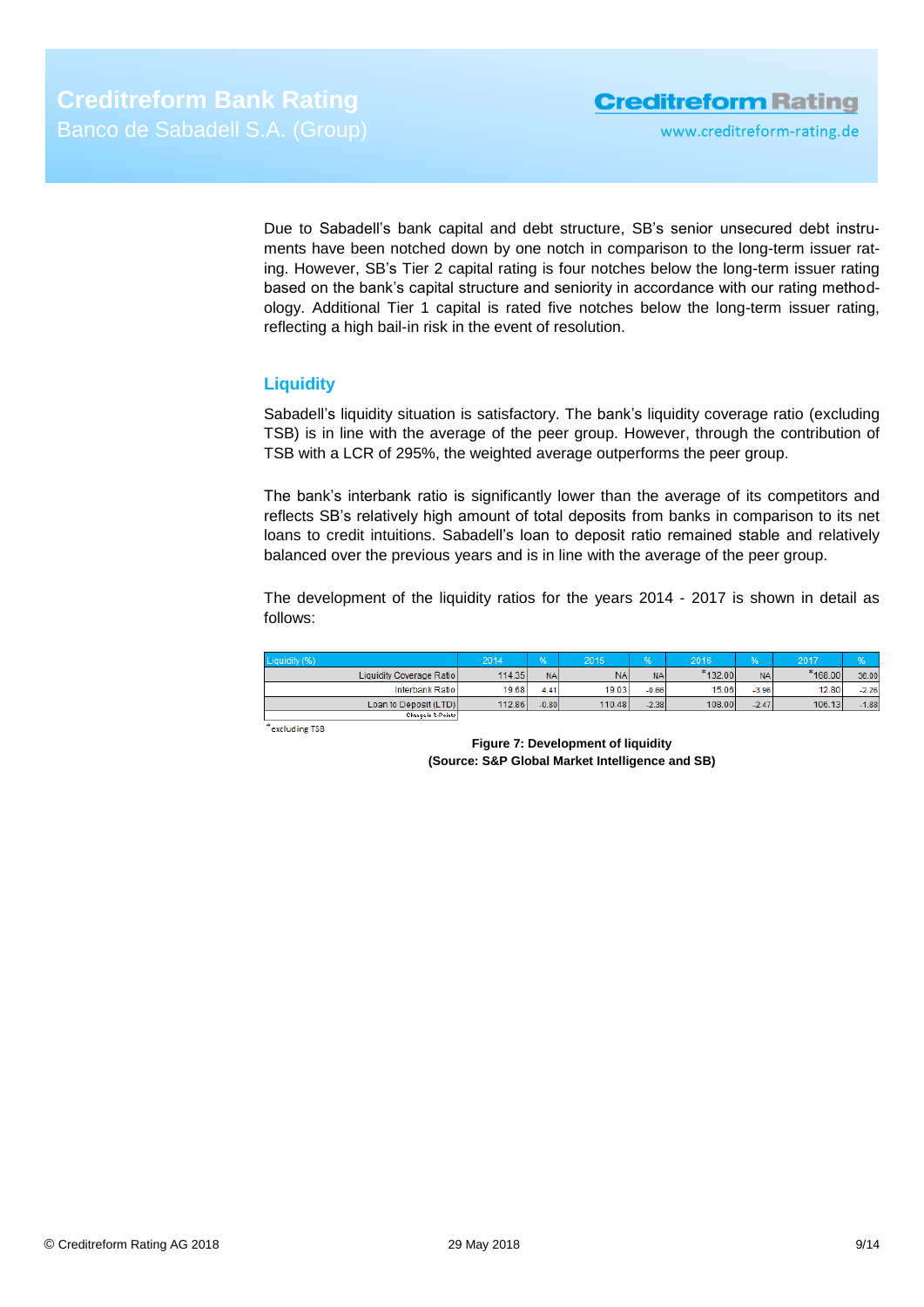Due to Sabadell's bank capital and debt structure, SB's senior unsecured debt instruments have been notched down by one notch in comparison to the long-term issuer rating. However, SB's Tier 2 capital rating is four notches below the long-term issuer rating based on the bank's capital structure and seniority in accordance with our rating methodology. Additional Tier 1 capital is rated five notches below the long-term issuer rating, reflecting a high bail-in risk in the event of resolution.

## Liquidity

Sabadell's liquidity situation is satisfactory. The bank's liquidity coverage ratio (excluding TSB) is in line with the average of the peer group. However, through the contribution of TSB with a LCR of 295%, the weighted average outperforms the peer group.

The bank's interbank ratio is significantly lower than the average of its competitors and reflects SB's relatively high amount of total deposits from banks in comparison to its net loans to credit intuitions. Sabadell's loan to deposit ratio remained stable and relatively balanced over the previous years and is in line with the average of the peer group.

The development of the liquidity ratios for the years 2014 - 2017 is shown in detail as follows:

| Liquidity (%) | 2014 | % | 2015 | % | 2016 | % | 2017 | % |
|---|---|---|---|---|---|---|---|---|
| Liquidity Coverage Ratio | 114.35 | NA | NA | NA | *132.00 | NA | *168.00 | 36.00 |
| Interbank Ratio | 19.68 | 4.41 | 19.03 | -0.66 | 15.06 | -3.96 | 12.80 | -2.26 |
| Loan to Deposit (LTD) | 112.86 | -0.80 | 110.48 | -2.38 | 108.00 | -2.47 | 106.13 | -1.88 |

Change in %-Points

*excluding TSB

**Figure 7: Development of liquidity**
**(Source: S&P Global Market Intelligence and SB)**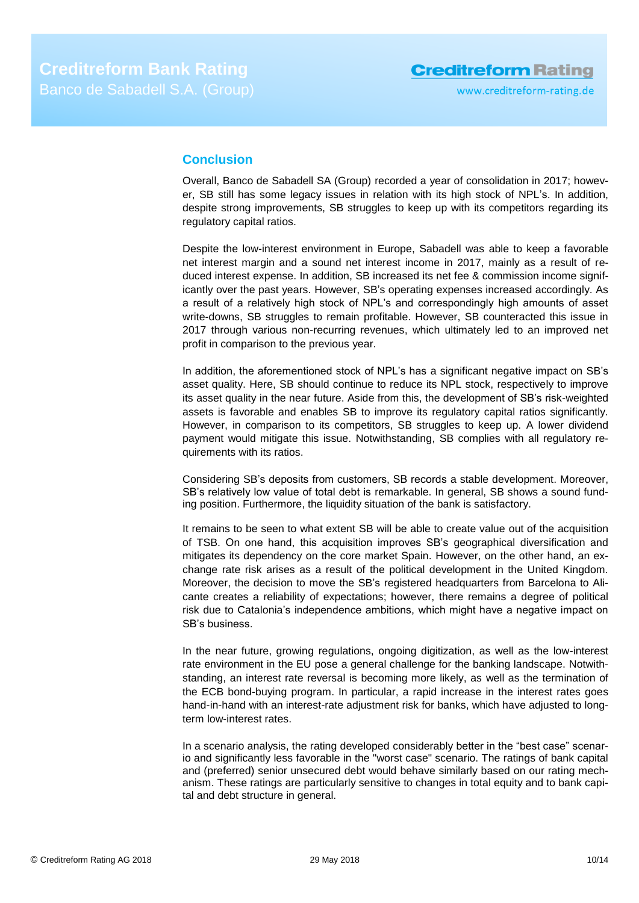## Conclusion

Overall, Banco de Sabadell SA (Group) recorded a year of consolidation in 2017; however, SB still has some legacy issues in relation with its high stock of NPL's. In addition, despite strong improvements, SB struggles to keep up with its competitors regarding its regulatory capital ratios.

Despite the low-interest environment in Europe, Sabadell was able to keep a favorable net interest margin and a sound net interest income in 2017, mainly as a result of reduced interest expense. In addition, SB increased its net fee & commission income significantly over the past years. However, SB's operating expenses increased accordingly. As a result of a relatively high stock of NPL's and correspondingly high amounts of asset write-downs, SB struggles to remain profitable. However, SB counteracted this issue in 2017 through various non-recurring revenues, which ultimately led to an improved net profit in comparison to the previous year.

In addition, the aforementioned stock of NPL's has a significant negative impact on SB's asset quality. Here, SB should continue to reduce its NPL stock, respectively to improve its asset quality in the near future. Aside from this, the development of SB's risk-weighted assets is favorable and enables SB to improve its regulatory capital ratios significantly. However, in comparison to its competitors, SB struggles to keep up. A lower dividend payment would mitigate this issue. Notwithstanding, SB complies with all regulatory requirements with its ratios.

Considering SB's deposits from customers, SB records a stable development. Moreover, SB's relatively low value of total debt is remarkable. In general, SB shows a sound funding position. Furthermore, the liquidity situation of the bank is satisfactory.

It remains to be seen to what extent SB will be able to create value out of the acquisition of TSB. On one hand, this acquisition improves SB's geographical diversification and mitigates its dependency on the core market Spain. However, on the other hand, an exchange rate risk arises as a result of the political development in the United Kingdom. Moreover, the decision to move the SB's registered headquarters from Barcelona to Alicante creates a reliability of expectations; however, there remains a degree of political risk due to Catalonia's independence ambitions, which might have a negative impact on SB's business.

In the near future, growing regulations, ongoing digitization, as well as the low-interest rate environment in the EU pose a general challenge for the banking landscape. Notwithstanding, an interest rate reversal is becoming more likely, as well as the termination of the ECB bond-buying program. In particular, a rapid increase in the interest rates goes hand-in-hand with an interest-rate adjustment risk for banks, which have adjusted to long-term low-interest rates.

In a scenario analysis, the rating developed considerably better in the "best case" scenario and significantly less favorable in the "worst case" scenario. The ratings of bank capital and (preferred) senior unsecured debt would behave similarly based on our rating mechanism. These ratings are particularly sensitive to changes in total equity and to bank capital and debt structure in general.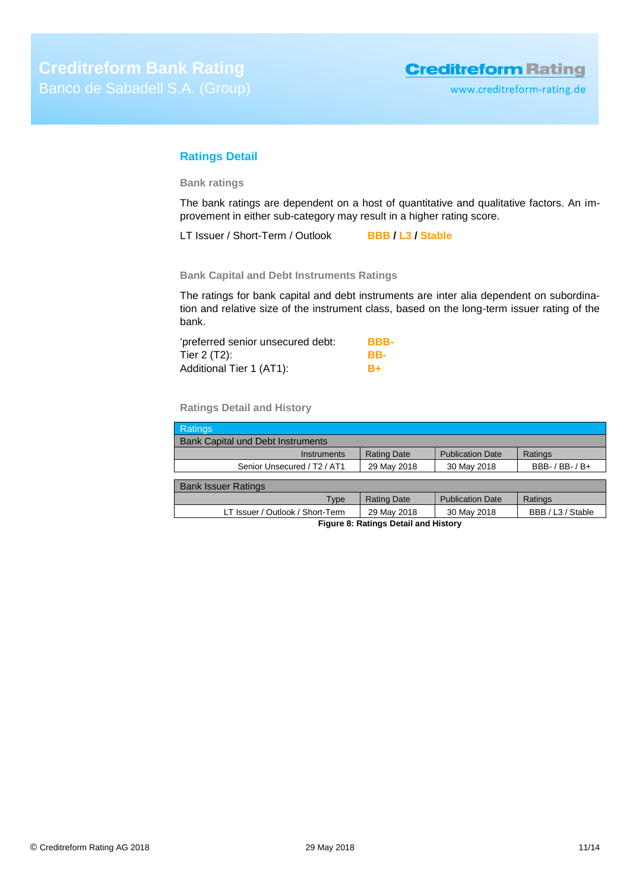## Ratings Detail

### Bank ratings

The bank ratings are dependent on a host of quantitative and qualitative factors. An improvement in either sub-category may result in a higher rating score.

LT Issuer / Short-Term / Outlook **BBB / L3 / Stable**

### Bank Capital and Debt Instruments Ratings

The ratings for bank capital and debt instruments are inter alia dependent on subordination and relative size of the instrument class, based on the long-term issuer rating of the bank.

'preferred senior unsecured debt: **BBB-**
Tier 2 (T2): **BB-**
Additional Tier 1 (AT1): **B+**

### Ratings Detail and History

| Ratings | | | |
|---|---|---|---|
| **Bank Capital und Debt Instruments** | | | |
| Instruments | Rating Date | Publication Date | Ratings |
| Senior Unsecured / T2 / AT1 | 29 May 2018 | 30 May 2018 | BBB- / BB- / B+ |
| **Bank Issuer Ratings** | | | |
| Type | Rating Date | Publication Date | Ratings |
| LT Issuer / Outlook / Short-Term | 29 May 2018 | 30 May 2018 | BBB / L3 / Stable |

**Figure 8: Ratings Detail and History**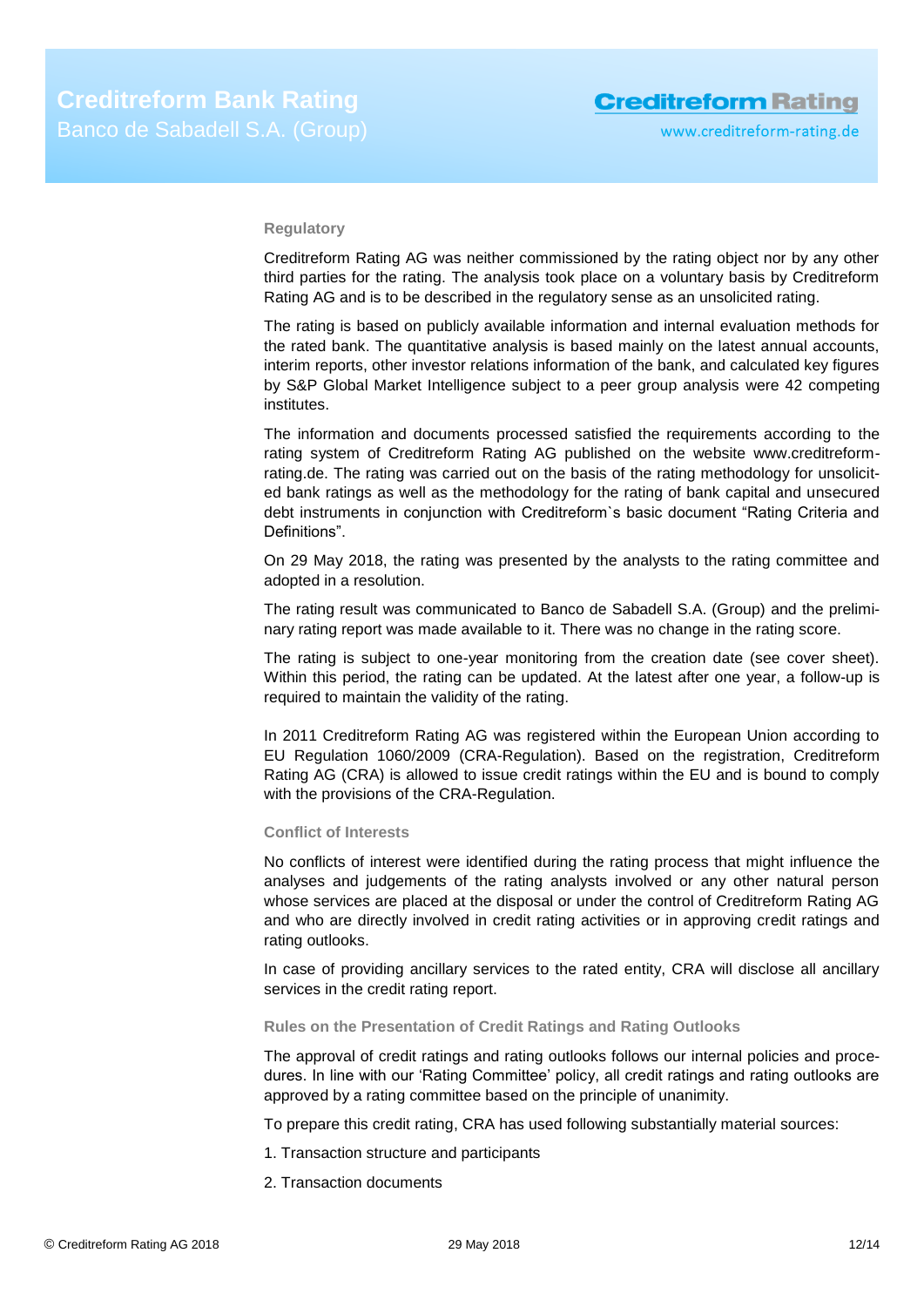### Regulatory

Creditreform Rating AG was neither commissioned by the rating object nor by any other third parties for the rating. The analysis took place on a voluntary basis by Creditreform Rating AG and is to be described in the regulatory sense as an unsolicited rating.

The rating is based on publicly available information and internal evaluation methods for the rated bank. The quantitative analysis is based mainly on the latest annual accounts, interim reports, other investor relations information of the bank, and calculated key figures by S&P Global Market Intelligence subject to a peer group analysis were 42 competing institutes.

The information and documents processed satisfied the requirements according to the rating system of Creditreform Rating AG published on the website www.creditreform-rating.de. The rating was carried out on the basis of the rating methodology for unsolicited bank ratings as well as the methodology for the rating of bank capital and unsecured debt instruments in conjunction with Creditreform`s basic document "Rating Criteria and Definitions".

On 29 May 2018, the rating was presented by the analysts to the rating committee and adopted in a resolution.

The rating result was communicated to Banco de Sabadell S.A. (Group) and the preliminary rating report was made available to it. There was no change in the rating score.

The rating is subject to one-year monitoring from the creation date (see cover sheet). Within this period, the rating can be updated. At the latest after one year, a follow-up is required to maintain the validity of the rating.

In 2011 Creditreform Rating AG was registered within the European Union according to EU Regulation 1060/2009 (CRA-Regulation). Based on the registration, Creditreform Rating AG (CRA) is allowed to issue credit ratings within the EU and is bound to comply with the provisions of the CRA-Regulation.

### Conflict of Interests

No conflicts of interest were identified during the rating process that might influence the analyses and judgements of the rating analysts involved or any other natural person whose services are placed at the disposal or under the control of Creditreform Rating AG and who are directly involved in credit rating activities or in approving credit ratings and rating outlooks.

In case of providing ancillary services to the rated entity, CRA will disclose all ancillary services in the credit rating report.

### Rules on the Presentation of Credit Ratings and Rating Outlooks

The approval of credit ratings and rating outlooks follows our internal policies and procedures. In line with our 'Rating Committee' policy, all credit ratings and rating outlooks are approved by a rating committee based on the principle of unanimity.

To prepare this credit rating, CRA has used following substantially material sources:

1. Transaction structure and participants

2. Transaction documents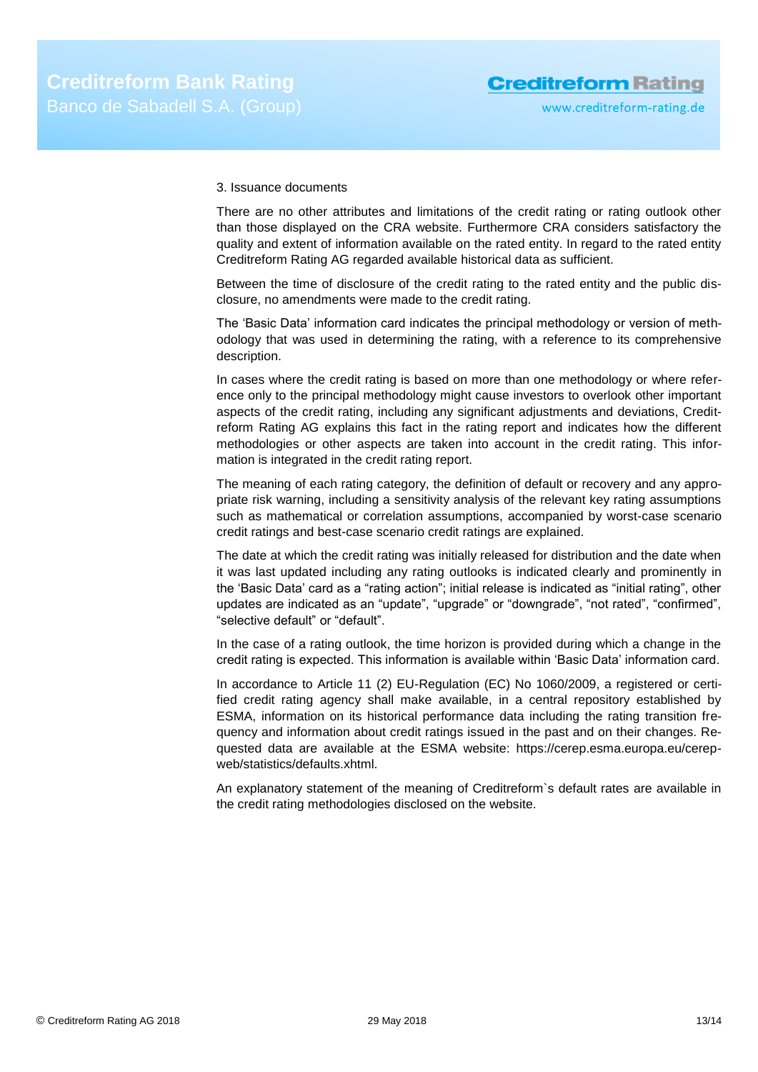3. Issuance documents

There are no other attributes and limitations of the credit rating or rating outlook other than those displayed on the CRA website. Furthermore CRA considers satisfactory the quality and extent of information available on the rated entity. In regard to the rated entity Creditreform Rating AG regarded available historical data as sufficient.

Between the time of disclosure of the credit rating to the rated entity and the public disclosure, no amendments were made to the credit rating.

The 'Basic Data' information card indicates the principal methodology or version of methodology that was used in determining the rating, with a reference to its comprehensive description.

In cases where the credit rating is based on more than one methodology or where reference only to the principal methodology might cause investors to overlook other important aspects of the credit rating, including any significant adjustments and deviations, Creditreform Rating AG explains this fact in the rating report and indicates how the different methodologies or other aspects are taken into account in the credit rating. This information is integrated in the credit rating report.

The meaning of each rating category, the definition of default or recovery and any appropriate risk warning, including a sensitivity analysis of the relevant key rating assumptions such as mathematical or correlation assumptions, accompanied by worst-case scenario credit ratings and best-case scenario credit ratings are explained.

The date at which the credit rating was initially released for distribution and the date when it was last updated including any rating outlooks is indicated clearly and prominently in the 'Basic Data' card as a "rating action"; initial release is indicated as "initial rating", other updates are indicated as an "update", "upgrade" or "downgrade", "not rated", "confirmed", "selective default" or "default".

In the case of a rating outlook, the time horizon is provided during which a change in the credit rating is expected. This information is available within 'Basic Data' information card.

In accordance to Article 11 (2) EU-Regulation (EC) No 1060/2009, a registered or certified credit rating agency shall make available, in a central repository established by ESMA, information on its historical performance data including the rating transition frequency and information about credit ratings issued in the past and on their changes. Requested data are available at the ESMA website: https://cerep.esma.europa.eu/cerep-web/statistics/defaults.xhtml.

An explanatory statement of the meaning of Creditreform`s default rates are available in the credit rating methodologies disclosed on the website.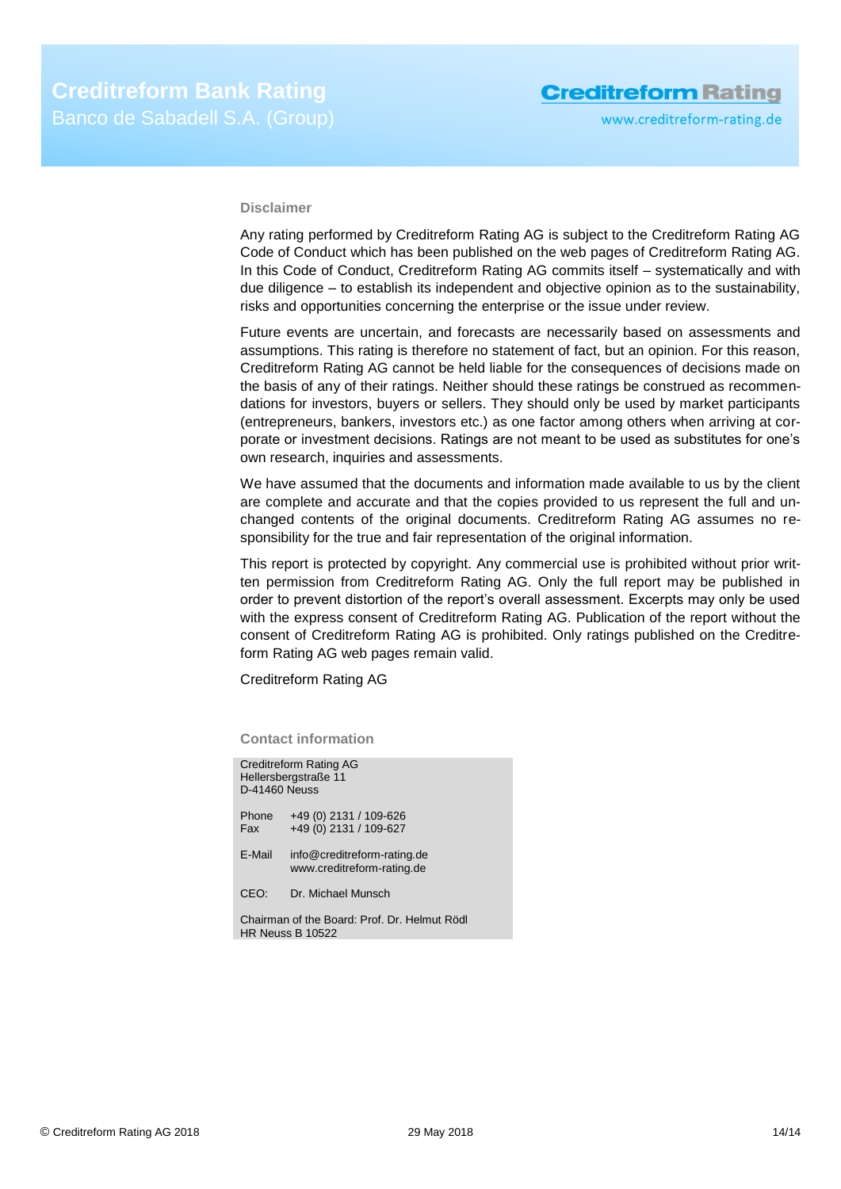## Disclaimer

Any rating performed by Creditreform Rating AG is subject to the Creditreform Rating AG Code of Conduct which has been published on the web pages of Creditreform Rating AG. In this Code of Conduct, Creditreform Rating AG commits itself – systematically and with due diligence – to establish its independent and objective opinion as to the sustainability, risks and opportunities concerning the enterprise or the issue under review.

Future events are uncertain, and forecasts are necessarily based on assessments and assumptions. This rating is therefore no statement of fact, but an opinion. For this reason, Creditreform Rating AG cannot be held liable for the consequences of decisions made on the basis of any of their ratings. Neither should these ratings be construed as recommendations for investors, buyers or sellers. They should only be used by market participants (entrepreneurs, bankers, investors etc.) as one factor among others when arriving at corporate or investment decisions. Ratings are not meant to be used as substitutes for one's own research, inquiries and assessments.

We have assumed that the documents and information made available to us by the client are complete and accurate and that the copies provided to us represent the full and unchanged contents of the original documents. Creditreform Rating AG assumes no responsibility for the true and fair representation of the original information.

This report is protected by copyright. Any commercial use is prohibited without prior written permission from Creditreform Rating AG. Only the full report may be published in order to prevent distortion of the report's overall assessment. Excerpts may only be used with the express consent of Creditreform Rating AG. Publication of the report without the consent of Creditreform Rating AG is prohibited. Only ratings published on the Creditreform Rating AG web pages remain valid.

Creditreform Rating AG

## Contact information

Creditreform Rating AG
Hellersbergstraße 11
D-41460 Neuss

Phone +49 (0) 2131 / 109-626
Fax +49 (0) 2131 / 109-627

E-Mail info@creditreform-rating.de
www.creditreform-rating.de

CEO: Dr. Michael Munsch

Chairman of the Board: Prof. Dr. Helmut Rödl
HR Neuss B 10522